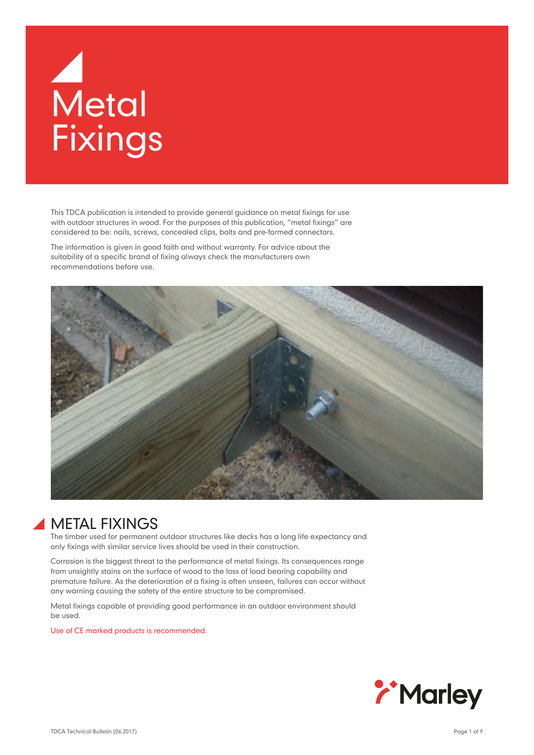# Metal Fixings

This TDCA publication is intended to provide general guidance on metal fixings for use with outdoor structures in wood. For the purposes of this publication, "metal fixings" are considered to be: nails, screws, concealed clips, bolts and pre-formed connectors.

The information is given in good faith and without warranty. For advice about the suitability of a specific brand of fixing always check the manufacturers own recommendations before use.

## METAL FIXINGS

The timber used for permanent outdoor structures like decks has a long life expectancy and only fixings with similar service lives should be used in their construction.

Corrosion is the biggest threat to the performance of metal fixings. Its consequences range from unsightly stains on the surface of wood to the loss of load bearing capability and premature failure. As the deterioration of a fixing is often unseen, failures can occur without any warning causing the safety of the entire structure to be compromised.

Metal fixings capable of providing good performance in an outdoor environment should be used.

Use of CE marked products is recommended.

Marley

TDCA Technical Bulletin (06.2017)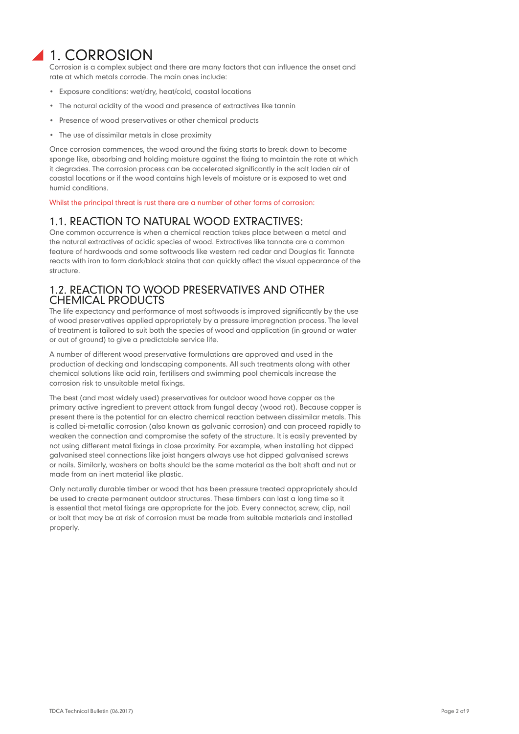# 1. CORROSION

Corrosion is a complex subject and there are many factors that can influence the onset and rate at which metals corrode. The main ones include:

- Exposure conditions: wet/dry, heat/cold, coastal locations
- The natural acidity of the wood and presence of extractives like tannin
- Presence of wood preservatives or other chemical products
- The use of dissimilar metals in close proximity

Once corrosion commences, the wood around the fixing starts to break down to become sponge like, absorbing and holding moisture against the fixing to maintain the rate at which it degrades. The corrosion process can be accelerated significantly in the salt laden air of coastal locations or if the wood contains high levels of moisture or is exposed to wet and humid conditions.

Whilst the principal threat is rust there are a number of other forms of corrosion:

## 1.1. REACTION TO NATURAL WOOD EXTRACTIVES:

One common occurrence is when a chemical reaction takes place between a metal and the natural extractives of acidic species of wood. Extractives like tannate are a common feature of hardwoods and some softwoods like western red cedar and Douglas fir. Tannate reacts with iron to form dark/black stains that can quickly affect the visual appearance of the structure.

## 1.2. REACTION TO WOOD PRESERVATIVES AND OTHER CHEMICAL PRODUCTS

The life expectancy and performance of most softwoods is improved significantly by the use of wood preservatives applied appropriately by a pressure impregnation process. The level of treatment is tailored to suit both the species of wood and application (in ground or water or out of ground) to give a predictable service life.

A number of different wood preservative formulations are approved and used in the production of decking and landscaping components. All such treatments along with other chemical solutions like acid rain, fertilisers and swimming pool chemicals increase the corrosion risk to unsuitable metal fixings.

The best (and most widely used) preservatives for outdoor wood have copper as the primary active ingredient to prevent attack from fungal decay (wood rot). Because copper is present there is the potential for an electro chemical reaction between dissimilar metals. This is called bi-metallic corrosion (also known as galvanic corrosion) and can proceed rapidly to weaken the connection and compromise the safety of the structure. It is easily prevented by not using different metal fixings in close proximity. For example, when installing hot dipped galvanised steel connections like joist hangers always use hot dipped galvanised screws or nails. Similarly, washers on bolts should be the same material as the bolt shaft and nut or made from an inert material like plastic.

Only naturally durable timber or wood that has been pressure treated appropriately should be used to create permanent outdoor structures. These timbers can last a long time so it is essential that metal fixings are appropriate for the job. Every connector, screw, clip, nail or bolt that may be at risk of corrosion must be made from suitable materials and installed properly.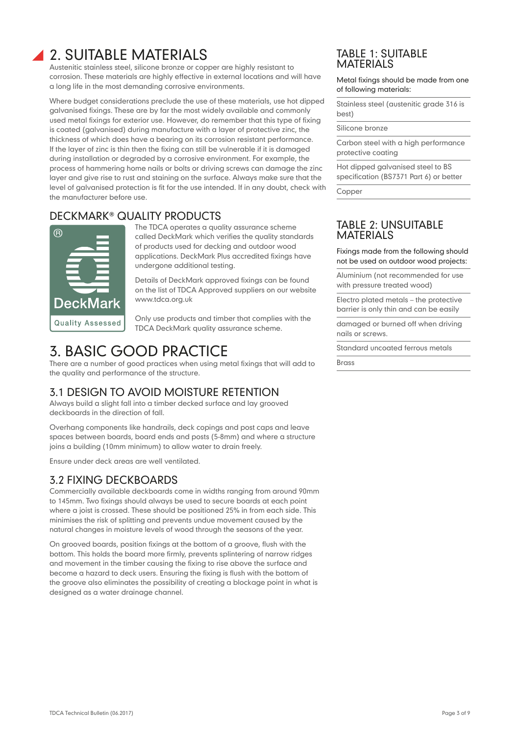# 2. SUITABLE MATERIALS

Austenitic stainless steel, silicone bronze or copper are highly resistant to corrosion. These materials are highly effective in external locations and will have a long life in the most demanding corrosive environments.

Where budget considerations preclude the use of these materials, use hot dipped galvanised fixings. These are by far the most widely available and commonly used metal fixings for exterior use. However, do remember that this type of fixing is coated (galvanised) during manufacture with a layer of protective zinc, the thickness of which does have a bearing on its corrosion resistant performance. If the layer of zinc is thin then the fixing can still be vulnerable if it is damaged during installation or degraded by a corrosive environment. For example, the process of hammering home nails or bolts or driving screws can damage the zinc layer and give rise to rust and staining on the surface. Always make sure that the level of galvanised protection is fit for the use intended. If in any doubt, check with the manufacturer before use.

## DECKMARK® QUALITY PRODUCTS

The TDCA operates a quality assurance scheme called DeckMark which verifies the quality standards of products used for decking and outdoor wood applications. DeckMark Plus accredited fixings have undergone additional testing.

Details of DeckMark approved fixings can be found on the list of TDCA Approved suppliers on our website www.tdca.org.uk

Only use products and timber that complies with the TDCA DeckMark quality assurance scheme.

# 3. BASIC GOOD PRACTICE

There are a number of good practices when using metal fixings that will add to the quality and performance of the structure.

## 3.1 DESIGN TO AVOID MOISTURE RETENTION

Always build a slight fall into a timber decked surface and lay grooved deckboards in the direction of fall.

Overhang components like handrails, deck copings and post caps and leave spaces between boards, board ends and posts (5-8mm) and where a structure joins a building (10mm minimum) to allow water to drain freely.

Ensure under deck areas are well ventilated.

## 3.2 FIXING DECKBOARDS

Commercially available deckboards come in widths ranging from around 90mm to 145mm. Two fixings should always be used to secure boards at each point where a joist is crossed. These should be positioned 25% in from each side. This minimises the risk of splitting and prevents undue movement caused by the natural changes in moisture levels of wood through the seasons of the year.

On grooved boards, position fixings at the bottom of a groove, flush with the bottom. This holds the board more firmly, prevents splintering of narrow ridges and movement in the timber causing the fixing to rise above the surface and become a hazard to deck users. Ensuring the fixing is flush with the bottom of the groove also eliminates the possibility of creating a blockage point in what is designed as a water drainage channel.

## TABLE 1: SUITABLE MATERIALS

| Metal fixings should be made from one of following materials: |
|---|
| Stainless steel (austenitic grade 316 is best) |
| Silicone bronze |
| Carbon steel with a high performance protective coating |
| Hot dipped galvanised steel to BS specification (BS7371 Part 6) or better |
| Copper |

## TABLE 2: UNSUITABLE MATERIALS

| Fixings made from the following should not be used on outdoor wood projects: |
|---|
| Aluminium (not recommended for use with pressure treated wood) |
| Electro plated metals – the protective barrier is only thin and can be easily damaged or burned off when driving nails or screws. |
| Standard uncoated ferrous metals |
| Brass |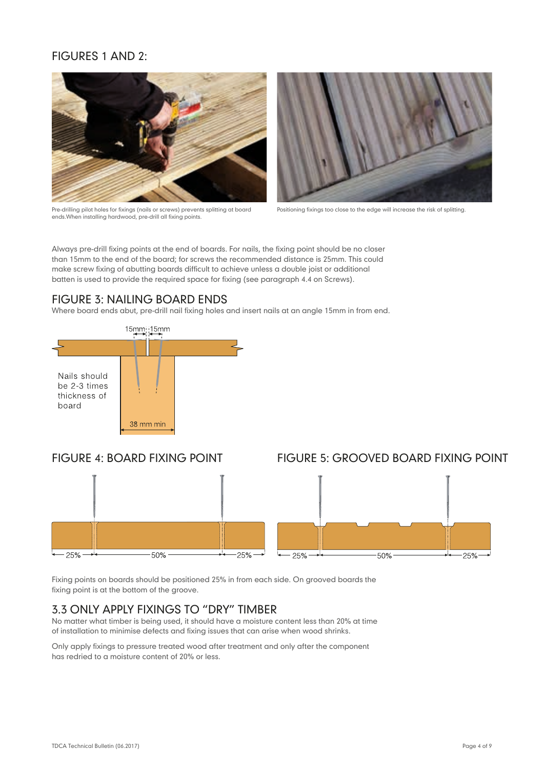## FIGURES 1 AND 2:

Pre-drilling pilot holes for fixings (nails or screws) prevents splitting at board ends.When installing hardwood, pre-drill all fixing points.

Positioning fixings too close to the edge will increase the risk of splitting.

Always pre-drill fixing points at the end of boards. For nails, the fixing point should be no closer than 15mm to the end of the board; for screws the recommended distance is 25mm. This could make screw fixing of abutting boards difficult to achieve unless a double joist or additional batten is used to provide the required space for fixing (see paragraph 4.4 on Screws).

## FIGURE 3: NAILING BOARD ENDS

Where board ends abut, pre-drill nail fixing holes and insert nails at an angle 15mm in from end.

15mm 15mm

Nails should be 2-3 times thickness of board

38 mm min

## FIGURE 4: BOARD FIXING POINT

25% 50% 25%

## FIGURE 5: GROOVED BOARD FIXING POINT

25% 50% 25%

Fixing points on boards should be positioned 25% in from each side. On grooved boards the fixing point is at the bottom of the groove.

## 3.3 ONLY APPLY FIXINGS TO "DRY" TIMBER

No matter what timber is being used, it should have a moisture content less than 20% at time of installation to minimise defects and fixing issues that can arise when wood shrinks.

Only apply fixings to pressure treated wood after treatment and only after the component has redried to a moisture content of 20% or less.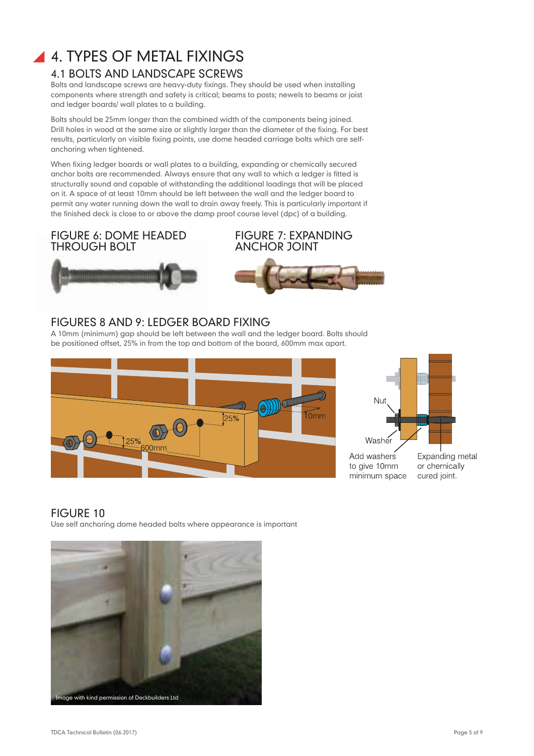# 4. TYPES OF METAL FIXINGS

## 4.1 BOLTS AND LANDSCAPE SCREWS

Bolts and landscape screws are heavy-duty fixings. They should be used when installing components where strength and safety is critical; beams to posts; newels to beams or joist and ledger boards/ wall plates to a building.

Bolts should be 25mm longer than the combined width of the components being joined. Drill holes in wood at the same size or slightly larger than the diameter of the fixing. For best results, particularly on visible fixing points, use dome headed carriage bolts which are self-anchoring when tightened.

When fixing ledger boards or wall plates to a building, expanding or chemically secured anchor bolts are recommended. Always ensure that any wall to which a ledger is fitted is structurally sound and capable of withstanding the additional loadings that will be placed on it. A space of at least 10mm should be left between the wall and the ledger board to permit any water running down the wall to drain away freely. This is particularly important if the finished deck is close to or above the damp proof course level (dpc) of a building.

### FIGURE 6: DOME HEADED THROUGH BOLT

### FIGURE 7: EXPANDING ANCHOR JOINT

### FIGURES 8 AND 9: LEDGER BOARD FIXING

A 10mm (minimum) gap should be left between the wall and the ledger board. Bolts should be positioned offset, 25% in from the top and bottom of the board, 600mm max apart.

25% 10mm 25% 600mm

Nut

Washer

Add washers to give 10mm minimum space

Expanding metal or chemically cured joint.

### FIGURE 10

Use self anchoring dome headed bolts where appearance is important

Image with kind permission of Deckbuilders Ltd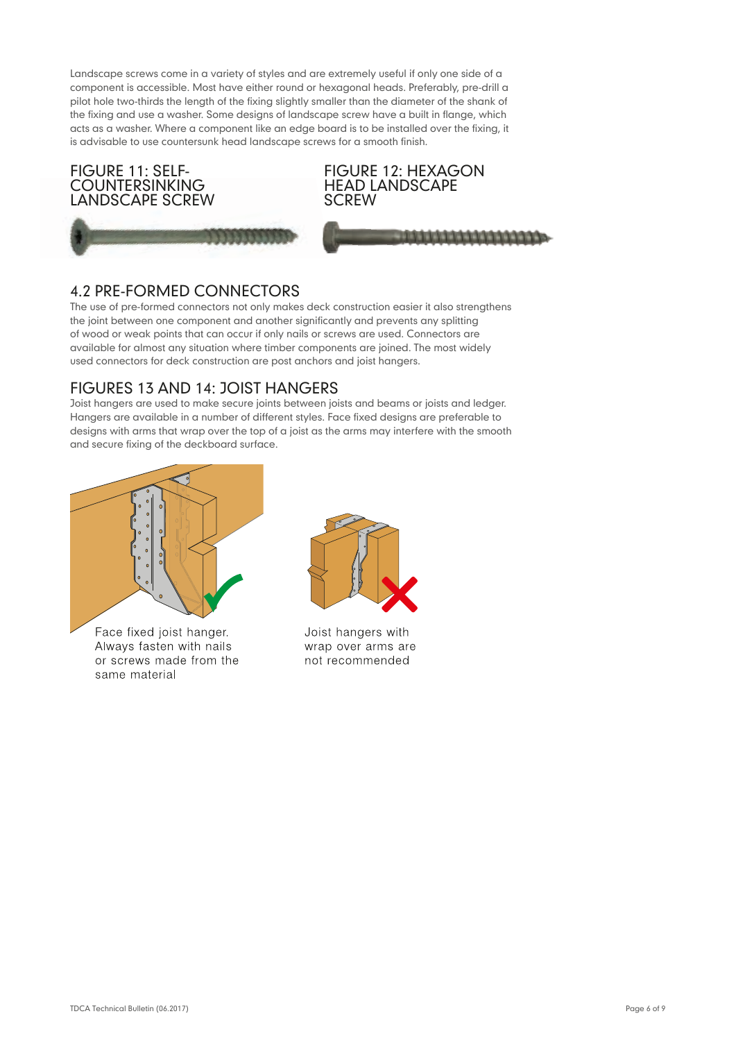Landscape screws come in a variety of styles and are extremely useful if only one side of a component is accessible. Most have either round or hexagonal heads. Preferably, pre-drill a pilot hole two-thirds the length of the fixing slightly smaller than the diameter of the shank of the fixing and use a washer. Some designs of landscape screw have a built in flange, which acts as a washer. Where a component like an edge board is to be installed over the fixing, it is advisable to use countersunk head landscape screws for a smooth finish.

FIGURE 11: SELF-COUNTERSINKING LANDSCAPE SCREW

FIGURE 12: HEXAGON HEAD LANDSCAPE SCREW

## 4.2 PRE-FORMED CONNECTORS

The use of pre-formed connectors not only makes deck construction easier it also strengthens the joint between one component and another significantly and prevents any splitting of wood or weak points that can occur if only nails or screws are used. Connectors are available for almost any situation where timber components are joined. The most widely used connectors for deck construction are post anchors and joist hangers.

## FIGURES 13 AND 14: JOIST HANGERS

Joist hangers are used to make secure joints between joists and beams or joists and ledger. Hangers are available in a number of different styles. Face fixed designs are preferable to designs with arms that wrap over the top of a joist as the arms may interfere with the smooth and secure fixing of the deckboard surface.

Face fixed joist hanger. Always fasten with nails or screws made from the same material

Joist hangers with wrap over arms are not recommended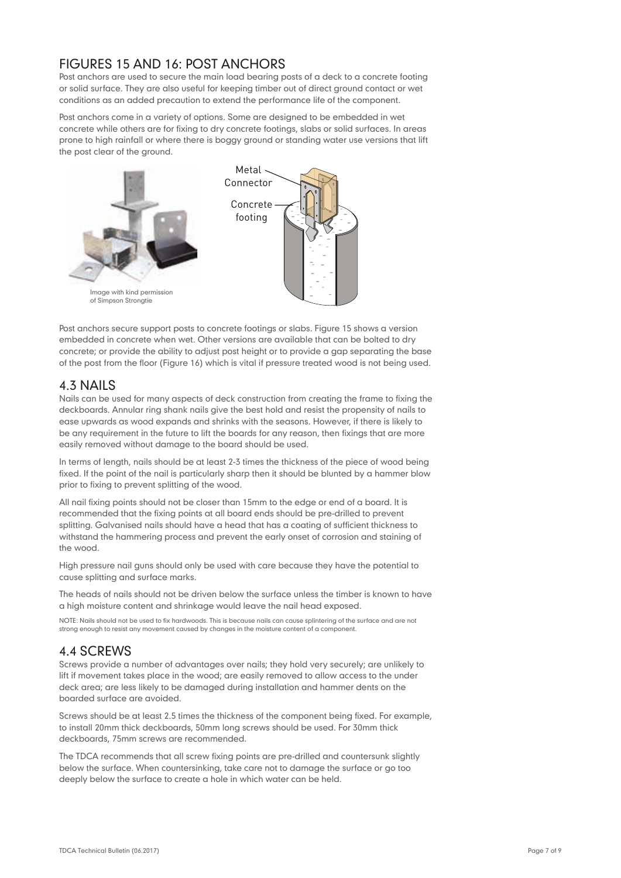## FIGURES 15 AND 16: POST ANCHORS

Post anchors are used to secure the main load bearing posts of a deck to a concrete footing or solid surface. They are also useful for keeping timber out of direct ground contact or wet conditions as an added precaution to extend the performance life of the component.

Post anchors come in a variety of options. Some are designed to be embedded in wet concrete while others are for fixing to dry concrete footings, slabs or solid surfaces. In areas prone to high rainfall or where there is boggy ground or standing water use versions that lift the post clear of the ground.

Image with kind permission of Simpson Strongtie

Metal Connector

Concrete footing

Post anchors secure support posts to concrete footings or slabs. Figure 15 shows a version embedded in concrete when wet. Other versions are available that can be bolted to dry concrete; or provide the ability to adjust post height or to provide a gap separating the base of the post from the floor (Figure 16) which is vital if pressure treated wood is not being used.

## 4.3 NAILS

Nails can be used for many aspects of deck construction from creating the frame to fixing the deckboards. Annular ring shank nails give the best hold and resist the propensity of nails to ease upwards as wood expands and shrinks with the seasons. However, if there is likely to be any requirement in the future to lift the boards for any reason, then fixings that are more easily removed without damage to the board should be used.

In terms of length, nails should be at least 2-3 times the thickness of the piece of wood being fixed. If the point of the nail is particularly sharp then it should be blunted by a hammer blow prior to fixing to prevent splitting of the wood.

All nail fixing points should not be closer than 15mm to the edge or end of a board. It is recommended that the fixing points at all board ends should be pre-drilled to prevent splitting. Galvanised nails should have a head that has a coating of sufficient thickness to withstand the hammering process and prevent the early onset of corrosion and staining of the wood.

High pressure nail guns should only be used with care because they have the potential to cause splitting and surface marks.

The heads of nails should not be driven below the surface unless the timber is known to have a high moisture content and shrinkage would leave the nail head exposed.

NOTE: Nails should not be used to fix hardwoods. This is because nails can cause splintering of the surface and are not strong enough to resist any movement caused by changes in the moisture content of a component.

## 4.4 SCREWS

Screws provide a number of advantages over nails; they hold very securely; are unlikely to lift if movement takes place in the wood; are easily removed to allow access to the under deck area; are less likely to be damaged during installation and hammer dents on the boarded surface are avoided.

Screws should be at least 2.5 times the thickness of the component being fixed. For example, to install 20mm thick deckboards, 50mm long screws should be used. For 30mm thick deckboards, 75mm screws are recommended.

The TDCA recommends that all screw fixing points are pre-drilled and countersunk slightly below the surface. When countersinking, take care not to damage the surface or go too deeply below the surface to create a hole in which water can be held.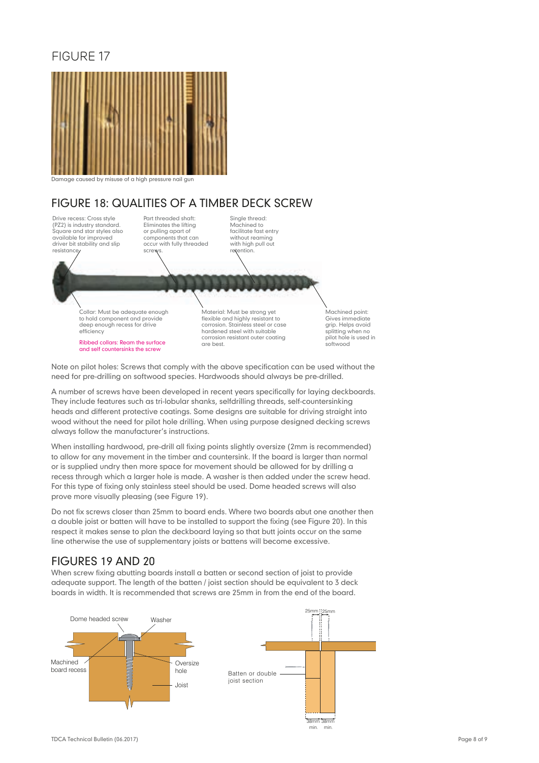## FIGURE 17

Damage caused by misuse of a high pressure nail gun

## FIGURE 18: QUALITIES OF A TIMBER DECK SCREW

Drive recess: Cross style (PZ2) is industry standard. Square and star styles also available for improved driver bit stability and slip resistance

Part threaded shaft: Eliminates the lifting or pulling apart of components that can occur with fully threaded screws.

Single thread: Machined to facilitate fast entry without reaming with high pull out retention.

Collar: Must be adequate enough to hold component and provide deep enough recess for drive efficiency

Ribbed collars: Ream the surface and self countersinks the screw

Material: Must be strong yet flexible and highly resistant to corrosion. Stainless steel or case hardened steel with suitable corrosion resistant outer coating are best.

Machined point: Gives immediate grip. Helps avoid splitting when no pilot hole is used in softwood

Note on pilot holes: Screws that comply with the above specification can be used without the need for pre-drilling on softwood species. Hardwoods should always be pre-drilled.

A number of screws have been developed in recent years specifically for laying deckboards. They include features such as tri-lobular shanks, selfdrilling threads, self-countersinking heads and different protective coatings. Some designs are suitable for driving straight into wood without the need for pilot hole drilling. When using purpose designed decking screws always follow the manufacturer's instructions.

When installing hardwood, pre-drill all fixing points slightly oversize (2mm is recommended) to allow for any movement in the timber and countersink. If the board is larger than normal or is supplied undry then more space for movement should be allowed for by drilling a recess through which a larger hole is made. A washer is then added under the screw head. For this type of fixing only stainless steel should be used. Dome headed screws will also prove more visually pleasing (see Figure 19).

Do not fix screws closer than 25mm to board ends. Where two boards abut one another then a double joist or batten will have to be installed to support the fixing (see Figure 20). In this respect it makes sense to plan the deckboard laying so that butt joints occur on the same line otherwise the use of supplementary joists or battens will become excessive.

## FIGURES 19 AND 20

When screw fixing abutting boards install a batten or second section of joist to provide adequate support. The length of the batten / joist section should be equivalent to 3 deck boards in width. It is recommended that screws are 25mm in from the end of the board.

Dome headed screw · Washer · Machined board recess · Oversize hole · Joist

25mm · 25mm · Batten or double joist section · 38mm min. · 38mm min.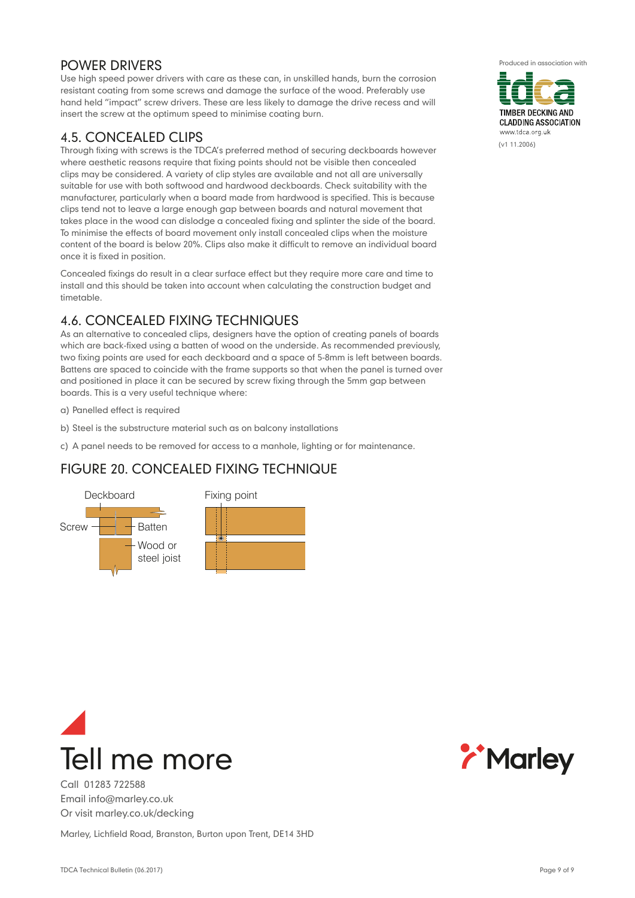## POWER DRIVERS

Use high speed power drivers with care as these can, in unskilled hands, burn the corrosion resistant coating from some screws and damage the surface of the wood. Preferably use hand held "impact" screw drivers. These are less likely to damage the drive recess and will insert the screw at the optimum speed to minimise coating burn.

## 4.5. CONCEALED CLIPS

Through fixing with screws is the TDCA's preferred method of securing deckboards however where aesthetic reasons require that fixing points should not be visible then concealed clips may be considered. A variety of clip styles are available and not all are universally suitable for use with both softwood and hardwood deckboards. Check suitability with the manufacturer, particularly when a board made from hardwood is specified. This is because clips tend not to leave a large enough gap between boards and natural movement that takes place in the wood can dislodge a concealed fixing and splinter the side of the board. To minimise the effects of board movement only install concealed clips when the moisture content of the board is below 20%. Clips also make it difficult to remove an individual board once it is fixed in position.

Concealed fixings do result in a clear surface effect but they require more care and time to install and this should be taken into account when calculating the construction budget and timetable.

## 4.6. CONCEALED FIXING TECHNIQUES

As an alternative to concealed clips, designers have the option of creating panels of boards which are back-fixed using a batten of wood on the underside. As recommended previously, two fixing points are used for each deckboard and a space of 5-8mm is left between boards. Battens are spaced to coincide with the frame supports so that when the panel is turned over and positioned in place it can be secured by screw fixing through the 5mm gap between boards. This is a very useful technique where:

a) Panelled effect is required

b) Steel is the substructure material such as on balcony installations

c) A panel needs to be removed for access to a manhole, lighting or for maintenance.

## FIGURE 20. CONCEALED FIXING TECHNIQUE

Deckboard

Screw

Batten

Wood or steel joist

Fixing point

Produced in association with

TIMBER DECKING AND CLADDING ASSOCIATION

www.tdca.org.uk

(v1 11.2006)

# Tell me more

Call 01283 722588

Email info@marley.co.uk

Or visit marley.co.uk/decking

Marley, Lichfield Road, Branston, Burton upon Trent, DE14 3HD

Marley